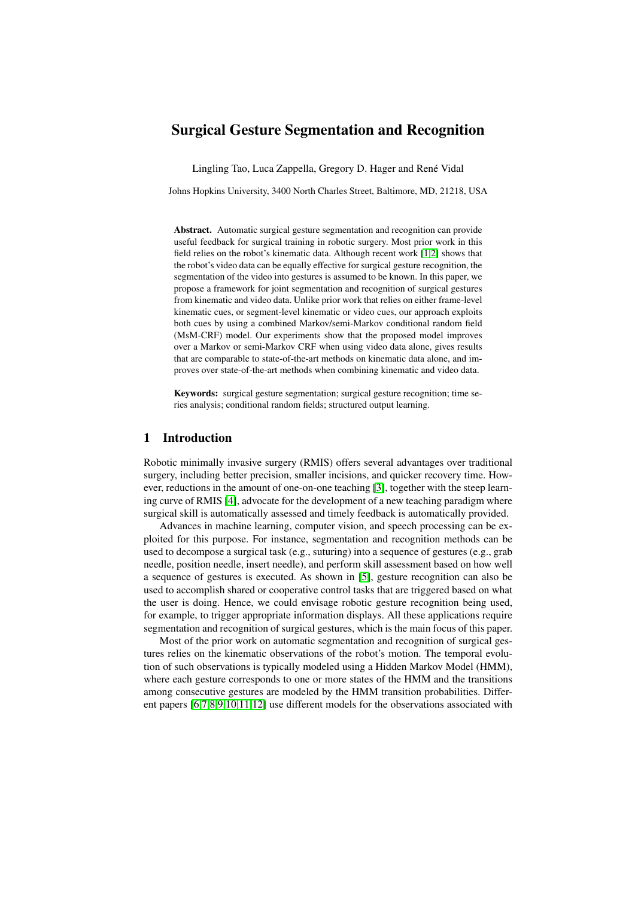# Surgical Gesture Segmentation and Recognition

Lingling Tao, Luca Zappella, Gregory D. Hager and René Vidal

Johns Hopkins University, 3400 North Charles Street, Baltimore, MD, 21218, USA

**Abstract.** Automatic surgical gesture segmentation and recognition can provide useful feedback for surgical training in robotic surgery. Most prior work in this field relies on the robot's kinematic data. Although recent work [1,2] shows that the robot's video data can be equally effective for surgical gesture recognition, the segmentation of the video into gestures is assumed to be known. In this paper, we propose a framework for joint segmentation and recognition of surgical gestures from kinematic and video data. Unlike prior work that relies on either frame-level kinematic cues, or segment-level kinematic or video cues, our approach exploits both cues by using a combined Markov/semi-Markov conditional random field (MsM-CRF) model. Our experiments show that the proposed model improves over a Markov or semi-Markov CRF when using video data alone, gives results that are comparable to state-of-the-art methods on kinematic data alone, and improves over state-of-the-art methods when combining kinematic and video data.

**Keywords:** surgical gesture segmentation; surgical gesture recognition; time series analysis; conditional random fields; structured output learning.

## 1 Introduction

Robotic minimally invasive surgery (RMIS) offers several advantages over traditional surgery, including better precision, smaller incisions, and quicker recovery time. However, reductions in the amount of one-on-one teaching [3], together with the steep learning curve of RMIS [4], advocate for the development of a new teaching paradigm where surgical skill is automatically assessed and timely feedback is automatically provided.

Advances in machine learning, computer vision, and speech processing can be exploited for this purpose. For instance, segmentation and recognition methods can be used to decompose a surgical task (e.g., suturing) into a sequence of gestures (e.g., grab needle, position needle, insert needle), and perform skill assessment based on how well a sequence of gestures is executed. As shown in [5], gesture recognition can also be used to accomplish shared or cooperative control tasks that are triggered based on what the user is doing. Hence, we could envisage robotic gesture recognition being used, for example, to trigger appropriate information displays. All these applications require segmentation and recognition of surgical gestures, which is the main focus of this paper.

Most of the prior work on automatic segmentation and recognition of surgical gestures relies on the kinematic observations of the robot's motion. The temporal evolution of such observations is typically modeled using a Hidden Markov Model (HMM), where each gesture corresponds to one or more states of the HMM and the transitions among consecutive gestures are modeled by the HMM transition probabilities. Different papers [6,7,8,9,10,11,12] use different models for the observations associated with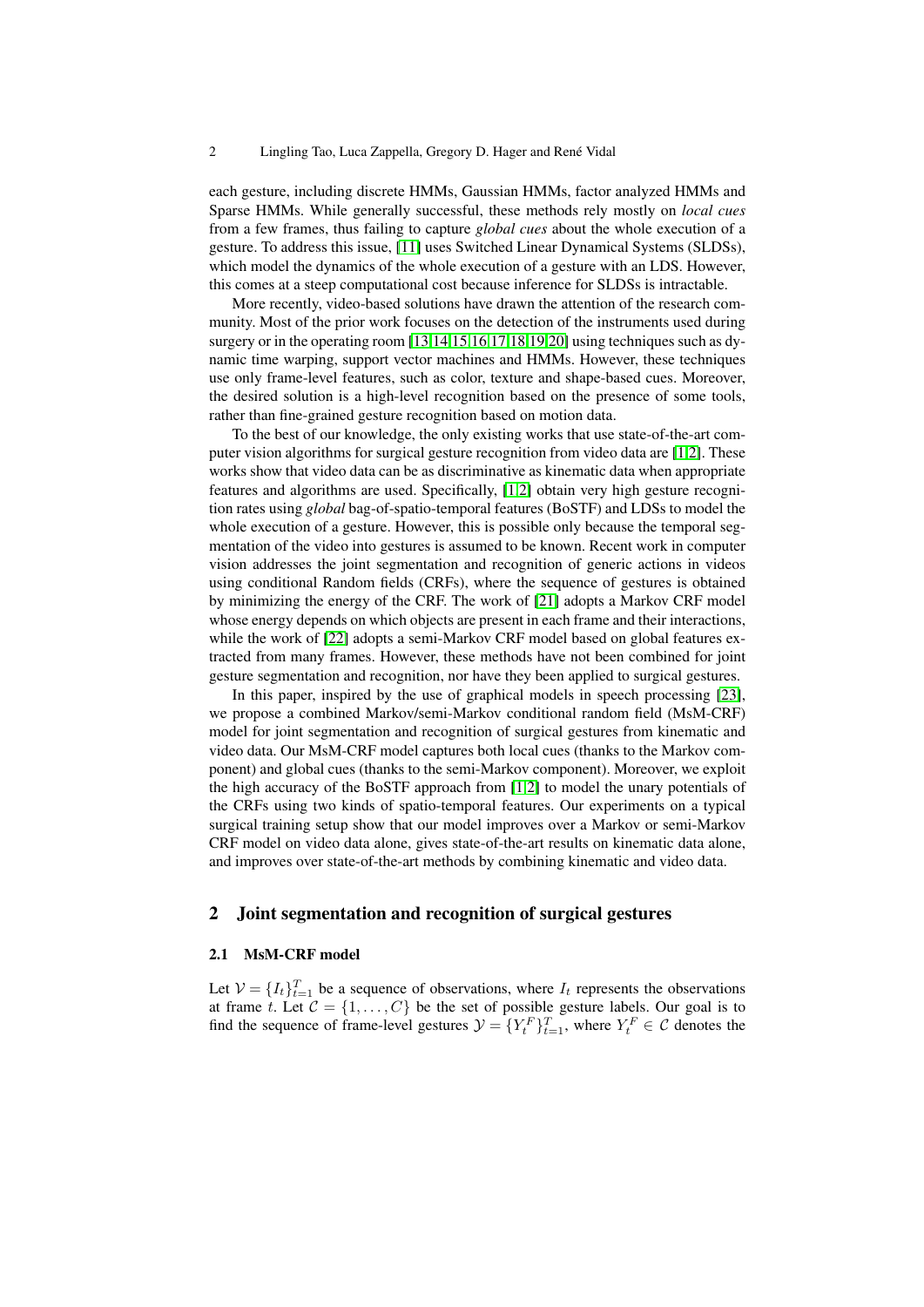each gesture, including discrete HMMs, Gaussian HMMs, factor analyzed HMMs and Sparse HMMs. While generally successful, these methods rely mostly on *local cues* from a few frames, thus failing to capture *global cues* about the whole execution of a gesture. To address this issue, [11] uses Switched Linear Dynamical Systems (SLDSs), which model the dynamics of the whole execution of a gesture with an LDS. However, this comes at a steep computational cost because inference for SLDSs is intractable.

More recently, video-based solutions have drawn the attention of the research community. Most of the prior work focuses on the detection of the instruments used during surgery or in the operating room [13,14,15,16,17,18,19,20] using techniques such as dynamic time warping, support vector machines and HMMs. However, these techniques use only frame-level features, such as color, texture and shape-based cues. Moreover, the desired solution is a high-level recognition based on the presence of some tools, rather than fine-grained gesture recognition based on motion data.

To the best of our knowledge, the only existing works that use state-of-the-art computer vision algorithms for surgical gesture recognition from video data are [1,2]. These works show that video data can be as discriminative as kinematic data when appropriate features and algorithms are used. Specifically, [1,2] obtain very high gesture recognition rates using *global* bag-of-spatio-temporal features (BoSTF) and LDSs to model the whole execution of a gesture. However, this is possible only because the temporal segmentation of the video into gestures is assumed to be known. Recent work in computer vision addresses the joint segmentation and recognition of generic actions in videos using conditional Random fields (CRFs), where the sequence of gestures is obtained by minimizing the energy of the CRF. The work of [21] adopts a Markov CRF model whose energy depends on which objects are present in each frame and their interactions, while the work of [22] adopts a semi-Markov CRF model based on global features extracted from many frames. However, these methods have not been combined for joint gesture segmentation and recognition, nor have they been applied to surgical gestures.

In this paper, inspired by the use of graphical models in speech processing [23], we propose a combined Markov/semi-Markov conditional random field (MsM-CRF) model for joint segmentation and recognition of surgical gestures from kinematic and video data. Our MsM-CRF model captures both local cues (thanks to the Markov component) and global cues (thanks to the semi-Markov component). Moreover, we exploit the high accuracy of the BoSTF approach from [1,2] to model the unary potentials of the CRFs using two kinds of spatio-temporal features. Our experiments on a typical surgical training setup show that our model improves over a Markov or semi-Markov CRF model on video data alone, gives state-of-the-art results on kinematic data alone, and improves over state-of-the-art methods by combining kinematic and video data.

## 2 Joint segmentation and recognition of surgical gestures

### 2.1 MsM-CRF model

Let $\mathcal{V} = \{I_t\}_{t=1}^{T}$ be a sequence of observations, where $I_t$ represents the observations at frame $t$. Let $\mathcal{C} = \{1, \ldots, C\}$ be the set of possible gesture labels. Our goal is to find the sequence of frame-level gestures $\mathcal{Y} = \{Y_t^F\}_{t=1}^{T}$, where $Y_t^F \in \mathcal{C}$ denotes the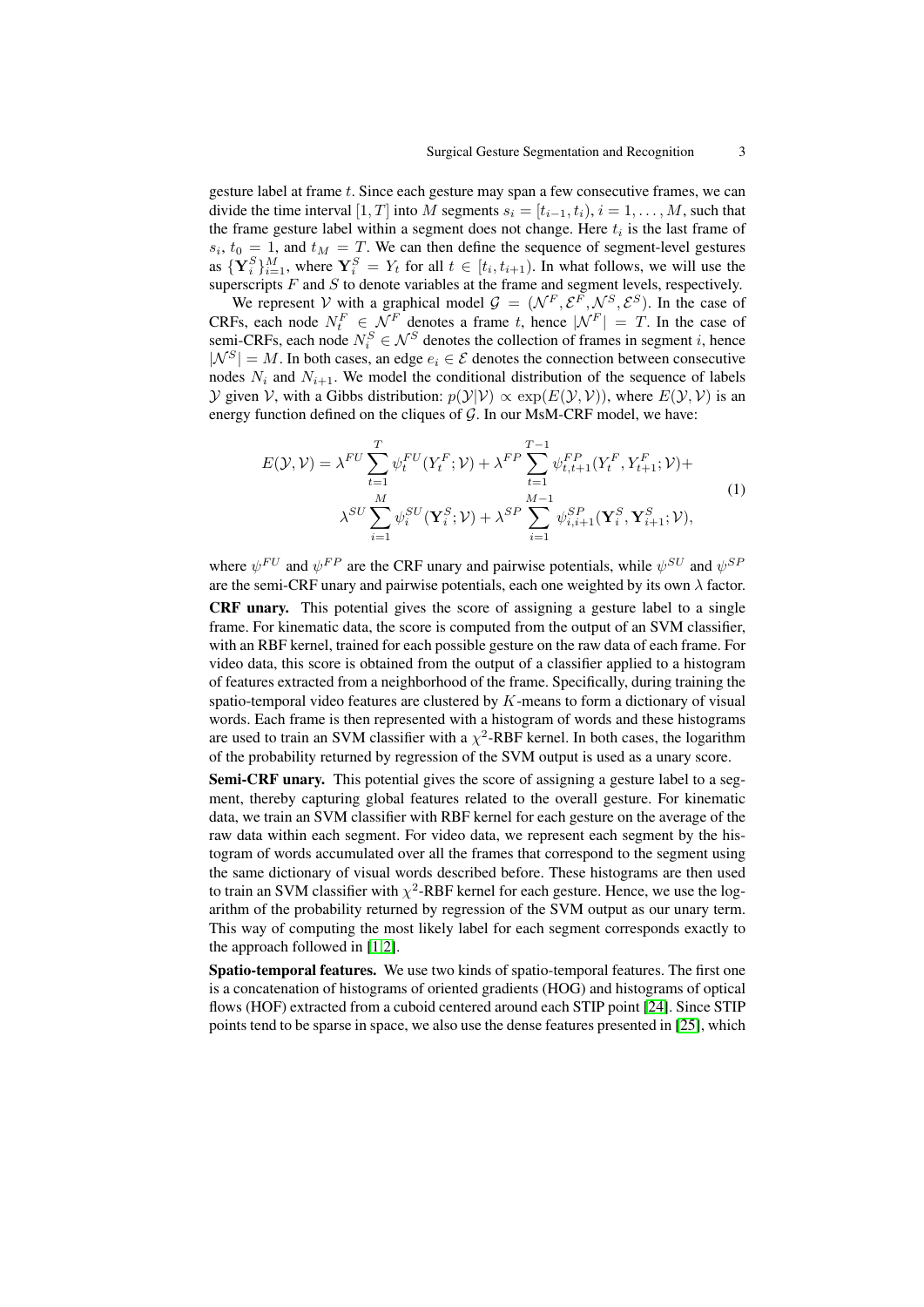gesture label at frame $t$. Since each gesture may span a few consecutive frames, we can divide the time interval $[1, T]$ into $M$ segments $s_i = [t_{i-1}, t_i)$, $i = 1, \ldots, M$, such that the frame gesture label within a segment does not change. Here $t_i$ is the last frame of $s_i$, $t_0 = 1$, and $t_M = T$. We can then define the sequence of segment-level gestures as $\{\mathbf{Y}_i^S\}_{i=1}^M$, where $\mathbf{Y}_i^S = Y_t$ for all $t \in [t_i, t_{i+1})$. In what follows, we will use the superscripts $F$ and $S$ to denote variables at the frame and segment levels, respectively.

We represent $\mathcal{V}$ with a graphical model $\mathcal{G} = (\mathcal{N}^F, \mathcal{E}^F, \mathcal{N}^S, \mathcal{E}^S)$. In the case of CRFs, each node $N_t^F \in \mathcal{N}^F$ denotes a frame $t$, hence $|\mathcal{N}^F| = T$. In the case of semi-CRFs, each node $N_i^S \in \mathcal{N}^S$ denotes the collection of frames in segment $i$, hence $|\mathcal{N}^S| = M$. In both cases, an edge $e_i \in \mathcal{E}$ denotes the connection between consecutive nodes $N_i$ and $N_{i+1}$. We model the conditional distribution of the sequence of labels $\mathcal{Y}$ given $\mathcal{V}$, with a Gibbs distribution: $p(\mathcal{Y}|\mathcal{V}) \propto \exp(E(\mathcal{Y}, \mathcal{V}))$, where $E(\mathcal{Y}, \mathcal{V})$ is an energy function defined on the cliques of $\mathcal{G}$. In our MsM-CRF model, we have:

$$
\begin{aligned}
E(\mathcal{Y}, \mathcal{V}) = \lambda^{FU} \sum_{t=1}^{T} \psi_t^{FU}(Y_t^F; \mathcal{V}) + \lambda^{FP} \sum_{t=1}^{T-1} \psi_{t,t+1}^{FP}(Y_t^F, Y_{t+1}^F; \mathcal{V}) + \\
\lambda^{SU} \sum_{i=1}^{M} \psi_i^{SU}(\mathbf{Y}_i^S; \mathcal{V}) + \lambda^{SP} \sum_{i=1}^{M-1} \psi_{i,i+1}^{SP}(\mathbf{Y}_i^S, \mathbf{Y}_{i+1}^S; \mathcal{V}),
\end{aligned}
\tag{1}
$$

where $\psi^{FU}$ and $\psi^{FP}$ are the CRF unary and pairwise potentials, while $\psi^{SU}$ and $\psi^{SP}$ are the semi-CRF unary and pairwise potentials, each one weighted by its own $\lambda$ factor.

**CRF unary.** This potential gives the score of assigning a gesture label to a single frame. For kinematic data, the score is computed from the output of an SVM classifier, with an RBF kernel, trained for each possible gesture on the raw data of each frame. For video data, this score is obtained from the output of a classifier applied to a histogram of features extracted from a neighborhood of the frame. Specifically, during training the spatio-temporal video features are clustered by $K$-means to form a dictionary of visual words. Each frame is then represented with a histogram of words and these histograms are used to train an SVM classifier with a $\chi^2$-RBF kernel. In both cases, the logarithm of the probability returned by regression of the SVM output is used as a unary score.

**Semi-CRF unary.** This potential gives the score of assigning a gesture label to a segment, thereby capturing global features related to the overall gesture. For kinematic data, we train an SVM classifier with RBF kernel for each gesture on the average of the raw data within each segment. For video data, we represent each segment by the histogram of words accumulated over all the frames that correspond to the segment using the same dictionary of visual words described before. These histograms are then used to train an SVM classifier with $\chi^2$-RBF kernel for each gesture. Hence, we use the logarithm of the probability returned by regression of the SVM output as our unary term. This way of computing the most likely label for each segment corresponds exactly to the approach followed in [1,2].

**Spatio-temporal features.** We use two kinds of spatio-temporal features. The first one is a concatenation of histograms of oriented gradients (HOG) and histograms of optical flows (HOF) extracted from a cuboid centered around each STIP point [24]. Since STIP points tend to be sparse in space, we also use the dense features presented in [25], which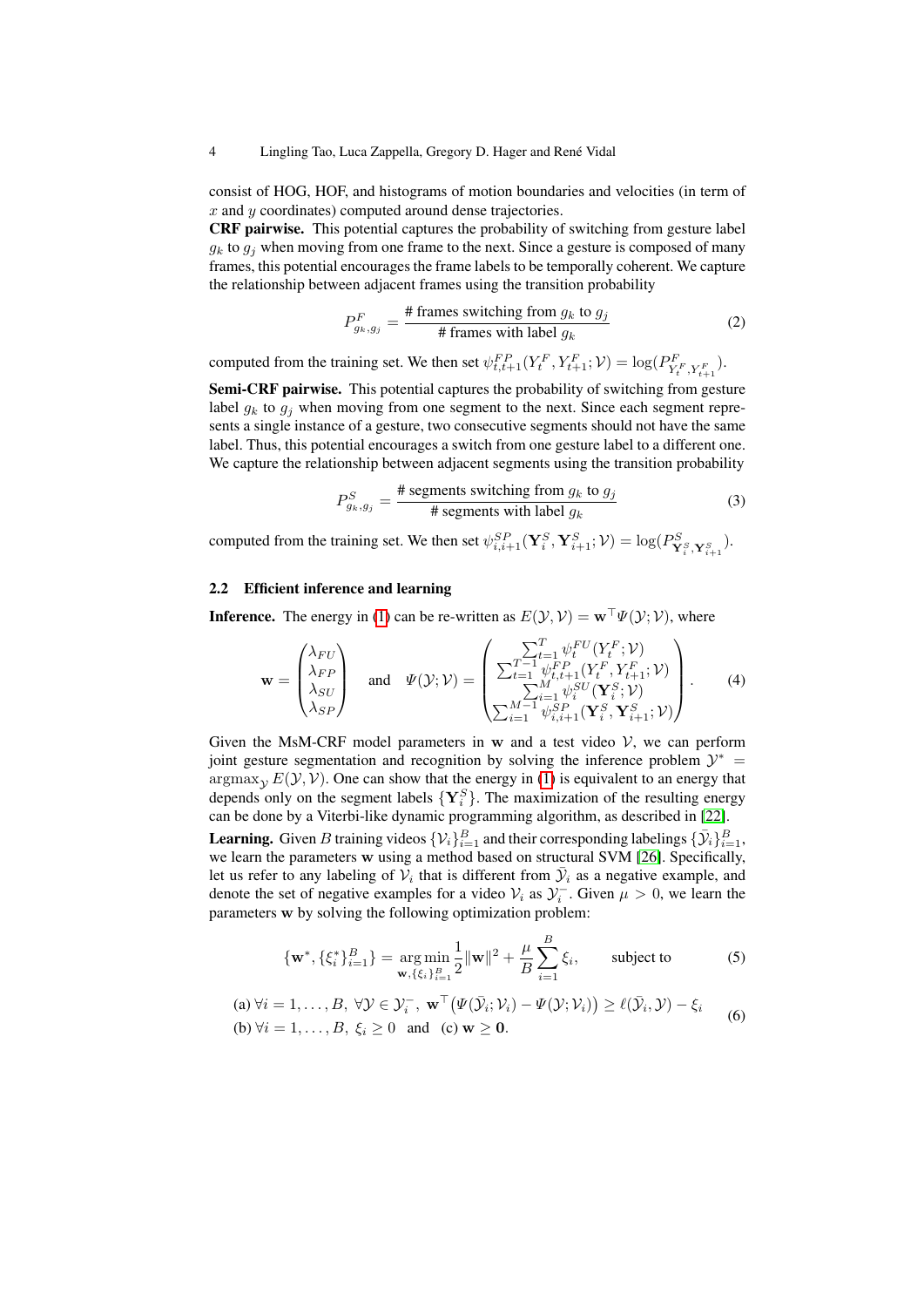consist of HOG, HOF, and histograms of motion boundaries and velocities (in term of $x$ and $y$ coordinates) computed around dense trajectories.

**CRF pairwise.** This potential captures the probability of switching from gesture label $g_k$ to $g_j$ when moving from one frame to the next. Since a gesture is composed of many frames, this potential encourages the frame labels to be temporally coherent. We capture the relationship between adjacent frames using the transition probability

$$P^F_{g_k,g_j} = \frac{\text{\# frames switching from } g_k \text{ to } g_j}{\text{\# frames with label } g_k} \tag{2}$$

computed from the training set. We then set $\psi^{FP}_{t,t+1}(Y^F_t, Y^F_{t+1}; \mathcal{V}) = \log(P^F_{Y^F_t, Y^F_{t+1}})$.

**Semi-CRF pairwise.** This potential captures the probability of switching from gesture label $g_k$ to $g_j$ when moving from one segment to the next. Since each segment represents a single instance of a gesture, two consecutive segments should not have the same label. Thus, this potential encourages a switch from one gesture label to a different one. We capture the relationship between adjacent segments using the transition probability

$$P^S_{g_k,g_j} = \frac{\text{\# segments switching from } g_k \text{ to } g_j}{\text{\# segments with label } g_k} \tag{3}$$

computed from the training set. We then set $\psi^{SP}_{i,i+1}(\mathbf{Y}^S_i, \mathbf{Y}^S_{i+1}; \mathcal{V}) = \log(P^S_{\mathbf{Y}^S_i, \mathbf{Y}^S_{i+1}})$.

### 2.2 Efficient inference and learning

**Inference.** The energy in (1) can be re-written as $E(\mathcal{Y}, \mathcal{V}) = \mathbf{w}^\top \Psi(\mathcal{Y}; \mathcal{V})$, where

$$\mathbf{w} = \begin{pmatrix} \lambda_{FU} \\ \lambda_{FP} \\ \lambda_{SU} \\ \lambda_{SP} \end{pmatrix} \quad \text{and} \quad \Psi(\mathcal{Y}; \mathcal{V}) = \begin{pmatrix} \sum_{t=1}^{T} \psi^{FU}_t(Y^F_t; \mathcal{V}) \\ \sum_{t=1}^{T-1} \psi^{FP}_{t,t+1}(Y^F_t, Y^F_{t+1}; \mathcal{V}) \\ \sum_{i=1}^{M} \psi^{SU}_i(\mathbf{Y}^S_i; \mathcal{V}) \\ \sum_{i=1}^{M-1} \psi^{SP}_{i,i+1}(\mathbf{Y}^S_i, \mathbf{Y}^S_{i+1}; \mathcal{V}) \end{pmatrix}. \tag{4}$$

Given the MsM-CRF model parameters in $\mathbf{w}$ and a test video $\mathcal{V}$, we can perform joint gesture segmentation and recognition by solving the inference problem $\mathcal{Y}^* = \operatorname{argmax}_{\mathcal{Y}} E(\mathcal{Y}, \mathcal{V})$. One can show that the energy in (1) is equivalent to an energy that depends only on the segment labels $\{\mathbf{Y}^S_i\}$. The maximization of the resulting energy can be done by a Viterbi-like dynamic programming algorithm, as described in [22].

**Learning.** Given $B$ training videos $\{\mathcal{V}_i\}_{i=1}^B$ and their corresponding labelings $\{\bar{\mathcal{Y}}_i\}_{i=1}^B$, we learn the parameters $\mathbf{w}$ using a method based on structural SVM [26]. Specifically, let us refer to any labeling of $\mathcal{V}_i$ that is different from $\bar{\mathcal{Y}}_i$ as a negative example, and denote the set of negative examples for a video $\mathcal{V}_i$ as $\mathcal{Y}_i^-$. Given $\mu > 0$, we learn the parameters $\mathbf{w}$ by solving the following optimization problem:

$$\{\mathbf{w}^*, \{\xi_i^*\}_{i=1}^B\} = \underset{\mathbf{w}, \{\xi_i\}_{i=1}^B}{\arg\min} \frac{1}{2}\|\mathbf{w}\|^2 + \frac{\mu}{B}\sum_{i=1}^{B} \xi_i, \qquad \text{subject to} \tag{5}$$

$$\begin{aligned} &\text{(a) } \forall i = 1, \ldots, B,\ \forall \mathcal{Y} \in \mathcal{Y}_i^-,\ \mathbf{w}^\top\big(\Psi(\bar{\mathcal{Y}}_i; \mathcal{V}_i) - \Psi(\mathcal{Y}; \mathcal{V}_i)\big) \geq \ell(\bar{\mathcal{Y}}_i, \mathcal{Y}) - \xi_i \\ &\text{(b) } \forall i = 1, \ldots, B,\ \xi_i \geq 0 \ \text{ and } \ \text{(c) } \mathbf{w} \geq \mathbf{0}. \end{aligned} \tag{6}$$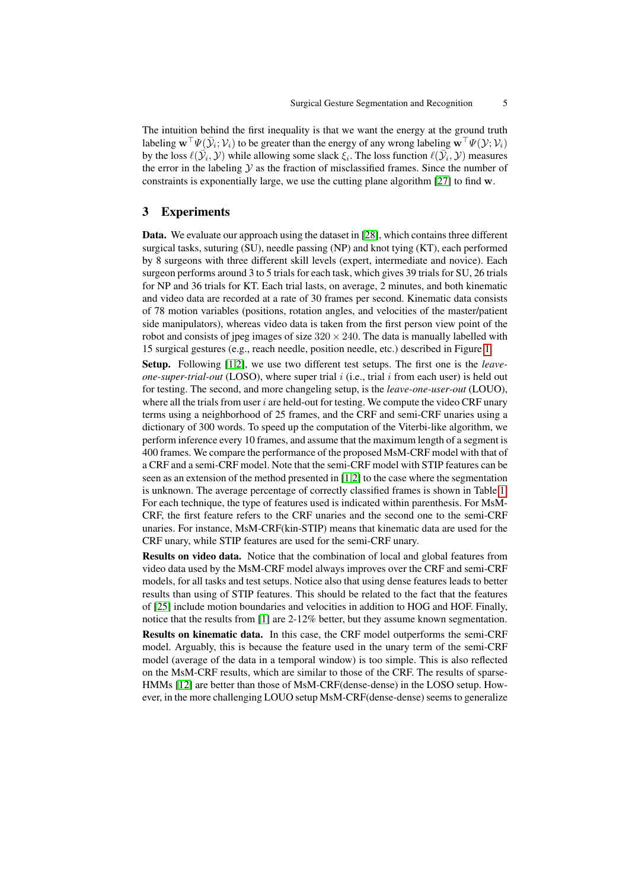The intuition behind the first inequality is that we want the energy at the ground truth labeling $\mathbf{w}^\top \Psi(\tilde{\mathcal{Y}}_i; \mathcal{V}_i)$ to be greater than the energy of any wrong labeling $\mathbf{w}^\top \Psi(\mathcal{Y}; \mathcal{V}_i)$ by the loss $\ell(\tilde{\mathcal{Y}}_i, \mathcal{Y})$ while allowing some slack $\xi_i$. The loss function $\ell(\tilde{\mathcal{Y}}_i, \mathcal{Y})$ measures the error in the labeling $\mathcal{Y}$ as the fraction of misclassified frames. Since the number of constraints is exponentially large, we use the cutting plane algorithm [27] to find $\mathbf{w}$.

# 3 Experiments

**Data.** We evaluate our approach using the dataset in [28], which contains three different surgical tasks, suturing (SU), needle passing (NP) and knot tying (KT), each performed by 8 surgeons with three different skill levels (expert, intermediate and novice). Each surgeon performs around 3 to 5 trials for each task, which gives 39 trials for SU, 26 trials for NP and 36 trials for KT. Each trial lasts, on average, 2 minutes, and both kinematic and video data are recorded at a rate of 30 frames per second. Kinematic data consists of 78 motion variables (positions, rotation angles, and velocities of the master/patient side manipulators), whereas video data is taken from the first person view point of the robot and consists of jpeg images of size $320 \times 240$. The data is manually labelled with 15 surgical gestures (e.g., reach needle, position needle, etc.) described in Figure 1.

**Setup.** Following [1,2], we use two different test setups. The first one is the *leave-one-super-trial-out* (LOSO), where super trial $i$ (i.e., trial $i$ from each user) is held out for testing. The second, and more changeling setup, is the *leave-one-user-out* (LOUO), where all the trials from user $i$ are held-out for testing. We compute the video CRF unary terms using a neighborhood of 25 frames, and the CRF and semi-CRF unaries using a dictionary of 300 words. To speed up the computation of the Viterbi-like algorithm, we perform inference every 10 frames, and assume that the maximum length of a segment is 400 frames. We compare the performance of the proposed MsM-CRF model with that of a CRF and a semi-CRF model. Note that the semi-CRF model with STIP features can be seen as an extension of the method presented in [1,2] to the case where the segmentation is unknown. The average percentage of correctly classified frames is shown in Table 1. For each technique, the type of features used is indicated within parenthesis. For MsM-CRF, the first feature refers to the CRF unaries and the second one to the semi-CRF unaries. For instance, MsM-CRF(kin-STIP) means that kinematic data are used for the CRF unary, while STIP features are used for the semi-CRF unary.

**Results on video data.** Notice that the combination of local and global features from video data used by the MsM-CRF model always improves over the CRF and semi-CRF models, for all tasks and test setups. Notice also that using dense features leads to better results than using of STIP features. This should be related to the fact that the features of [25] include motion boundaries and velocities in addition to HOG and HOF. Finally, notice that the results from [1] are 2-12% better, but they assume known segmentation.

**Results on kinematic data.** In this case, the CRF model outperforms the semi-CRF model. Arguably, this is because the feature used in the unary term of the semi-CRF model (average of the data in a temporal window) is too simple. This is also reflected on the MsM-CRF results, which are similar to those of the CRF. The results of sparse-HMMs [12] are better than those of MsM-CRF(dense-dense) in the LOSO setup. However, in the more challenging LOUO setup MsM-CRF(dense-dense) seems to generalize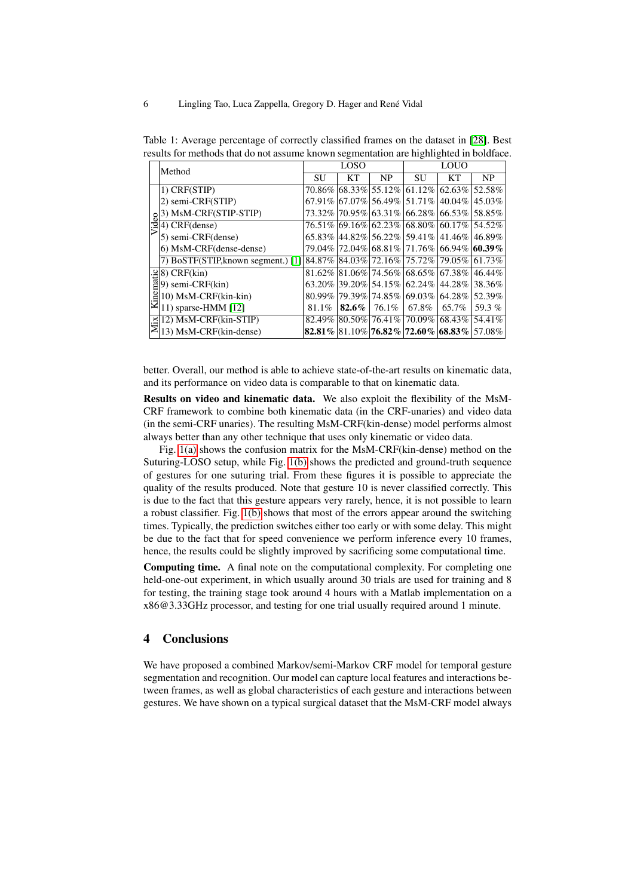Table 1: Average percentage of correctly classified frames on the dataset in [28]. Best results for methods that do not assume known segmentation are highlighted in boldface.

| | Method | LOSO | | | LOUO | | |
|---|---|---|---|---|---|---|---|
| | | SU | KT | NP | SU | KT | NP |
| Video | 1) CRF(STIP) | 70.86% | 68.33% | 55.12% | 61.12% | 62.63% | 52.58% |
| | 2) semi-CRF(STIP) | 67.91% | 67.07% | 56.49% | 51.71% | 40.04% | 45.03% |
| | 3) MsM-CRF(STIP-STIP) | 73.32% | 70.95% | 63.31% | 66.28% | 66.53% | 58.85% |
| | 4) CRF(dense) | 76.51% | 69.16% | 62.23% | 68.80% | 60.17% | 54.52% |
| | 5) semi-CRF(dense) | 65.83% | 44.82% | 56.22% | 59.41% | 41.46% | 46.89% |
| | 6) MsM-CRF(dense-dense) | 79.04% | 72.04% | 68.81% | 71.76% | 66.94% | **60.39%** |
| | 7) BoSTF(STIP,known segment.) [1] | 84.87% | 84.03% | 72.16% | 75.72% | 79.05% | 61.73% |
| Kinematic | 8) CRF(kin) | 81.62% | 81.06% | 74.56% | 68.65% | 67.38% | 46.44% |
| | 9) semi-CRF(kin) | 63.20% | 39.20% | 54.15% | 62.24% | 44.28% | 38.36% |
| | 10) MsM-CRF(kin-kin) | 80.99% | 79.39% | 74.85% | 69.03% | 64.28% | 52.39% |
| | 11) sparse-HMM [12] | 81.1% | **82.6%** | 76.1% | 67.8% | 65.7% | 59.3 % |
| Mix | 12) MsM-CRF(kin-STIP) | 82.49% | 80.50% | 76.41% | 70.09% | 68.43% | 54.41% |
| | 13) MsM-CRF(kin-dense) | **82.81%** | 81.10% | **76.82%** | **72.60%** | **68.83%** | 57.08% |

better. Overall, our method is able to achieve state-of-the-art results on kinematic data, and its performance on video data is comparable to that on kinematic data.

**Results on video and kinematic data.** We also exploit the flexibility of the MsM-CRF framework to combine both kinematic data (in the CRF-unaries) and video data (in the semi-CRF unaries). The resulting MsM-CRF(kin-dense) model performs almost always better than any other technique that uses only kinematic or video data.

Fig. 1(a) shows the confusion matrix for the MsM-CRF(kin-dense) method on the Suturing-LOSO setup, while Fig. 1(b) shows the predicted and ground-truth sequence of gestures for one suturing trial. From these figures it is possible to appreciate the quality of the results produced. Note that gesture 10 is never classified correctly. This is due to the fact that this gesture appears very rarely, hence, it is not possible to learn a robust classifier. Fig. 1(b) shows that most of the errors appear around the switching times. Typically, the prediction switches either too early or with some delay. This might be due to the fact that for speed convenience we perform inference every 10 frames, hence, the results could be slightly improved by sacrificing some computational time.

**Computing time.** A final note on the computational complexity. For completing one held-one-out experiment, in which usually around 30 trials are used for training and 8 for testing, the training stage took around 4 hours with a Matlab implementation on a x86@3.33GHz processor, and testing for one trial usually required around 1 minute.

## 4 Conclusions

We have proposed a combined Markov/semi-Markov CRF model for temporal gesture segmentation and recognition. Our model can capture local features and interactions between frames, as well as global characteristics of each gesture and interactions between gestures. We have shown on a typical surgical dataset that the MsM-CRF model always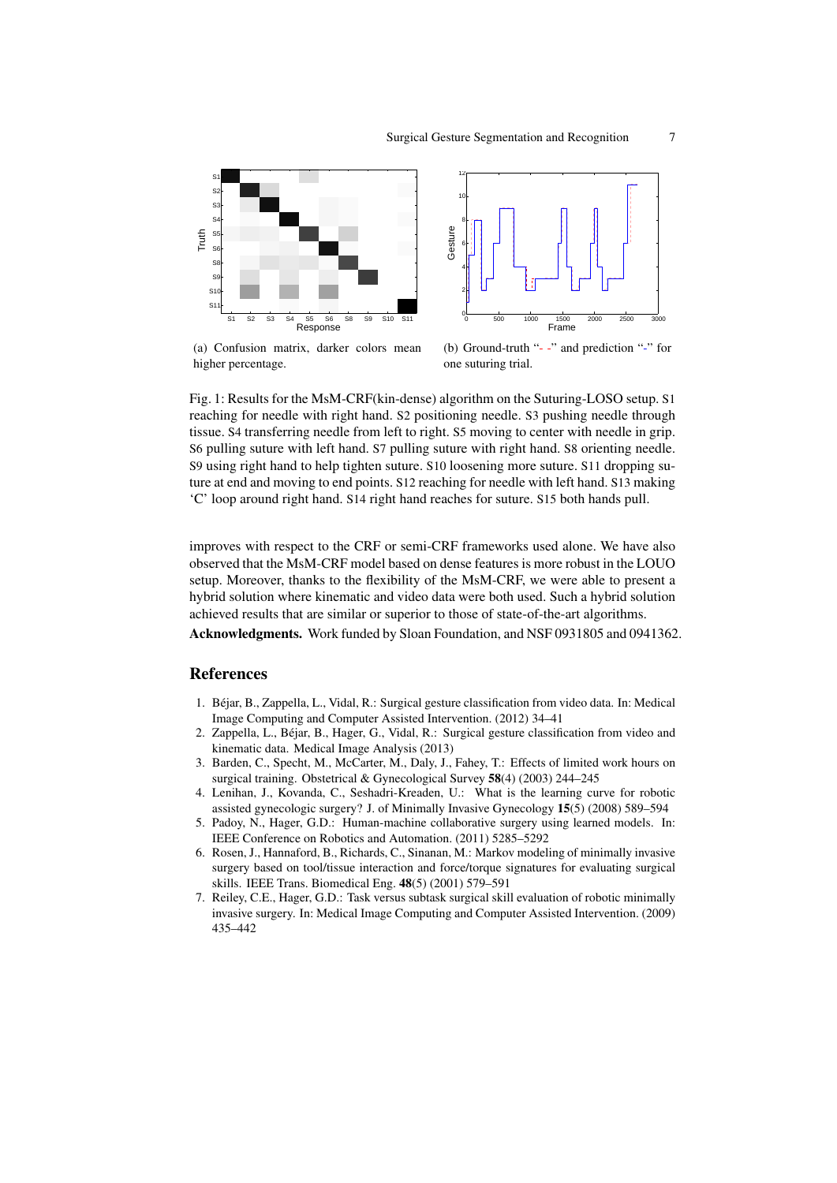(a) Confusion matrix, darker colors mean higher percentage.

(b) Ground-truth "- -" and prediction "-" for one suturing trial.

Fig. 1: Results for the MsM-CRF(kin-dense) algorithm on the Suturing-LOSO setup. S1 reaching for needle with right hand. S2 positioning needle. S3 pushing needle through tissue. S4 transferring needle from left to right. S5 moving to center with needle in grip. S6 pulling suture with left hand. S7 pulling suture with right hand. S8 orienting needle. S9 using right hand to help tighten suture. S10 loosening more suture. S11 dropping suture at end and moving to end points. S12 reaching for needle with left hand. S13 making 'C' loop around right hand. S14 right hand reaches for suture. S15 both hands pull.

improves with respect to the CRF or semi-CRF frameworks used alone. We have also observed that the MsM-CRF model based on dense features is more robust in the LOUO setup. Moreover, thanks to the flexibility of the MsM-CRF, we were able to present a hybrid solution where kinematic and video data were both used. Such a hybrid solution achieved results that are similar or superior to those of state-of-the-art algorithms.

**Acknowledgments.** Work funded by Sloan Foundation, and NSF 0931805 and 0941362.

## References

1. Béjar, B., Zappella, L., Vidal, R.: Surgical gesture classification from video data. In: Medical Image Computing and Computer Assisted Intervention. (2012) 34–41
2. Zappella, L., Béjar, B., Hager, G., Vidal, R.: Surgical gesture classification from video and kinematic data. Medical Image Analysis (2013)
3. Barden, C., Specht, M., McCarter, M., Daly, J., Fahey, T.: Effects of limited work hours on surgical training. Obstetrical & Gynecological Survey **58**(4) (2003) 244–245
4. Lenihan, J., Kovanda, C., Seshadri-Kreaden, U.: What is the learning curve for robotic assisted gynecologic surgery? J. of Minimally Invasive Gynecology **15**(5) (2008) 589–594
5. Padoy, N., Hager, G.D.: Human-machine collaborative surgery using learned models. In: IEEE Conference on Robotics and Automation. (2011) 5285–5292
6. Rosen, J., Hannaford, B., Richards, C., Sinanan, M.: Markov modeling of minimally invasive surgery based on tool/tissue interaction and force/torque signatures for evaluating surgical skills. IEEE Trans. Biomedical Eng. **48**(5) (2001) 579–591
7. Reiley, C.E., Hager, G.D.: Task versus subtask surgical skill evaluation of robotic minimally invasive surgery. In: Medical Image Computing and Computer Assisted Intervention. (2009) 435–442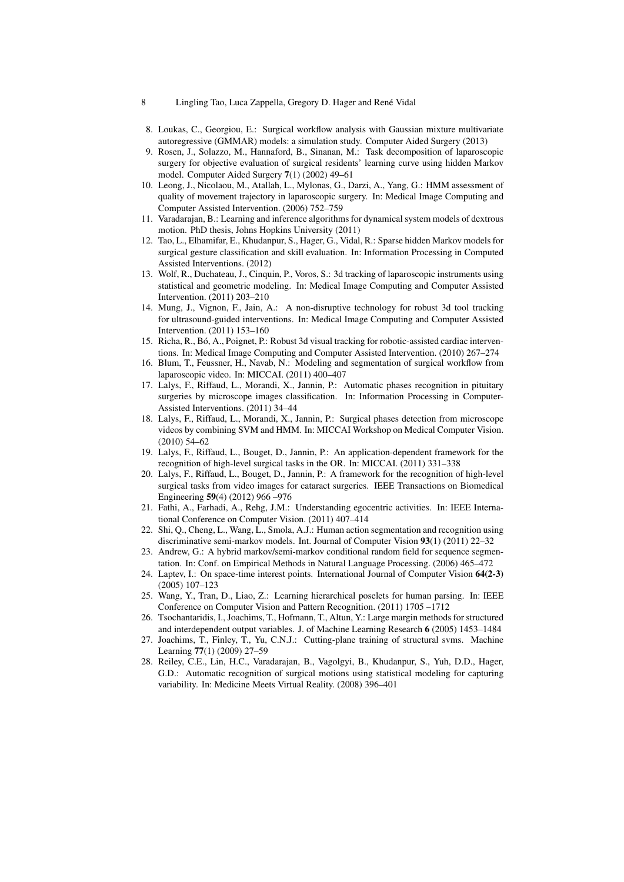8. Loukas, C., Georgiou, E.: Surgical workflow analysis with Gaussian mixture multivariate autoregressive (GMMAR) models: a simulation study. Computer Aided Surgery (2013)
9. Rosen, J., Solazzo, M., Hannaford, B., Sinanan, M.: Task decomposition of laparoscopic surgery for objective evaluation of surgical residents' learning curve using hidden Markov model. Computer Aided Surgery **7**(1) (2002) 49–61
10. Leong, J., Nicolaou, M., Atallah, L., Mylonas, G., Darzi, A., Yang, G.: HMM assessment of quality of movement trajectory in laparoscopic surgery. In: Medical Image Computing and Computer Assisted Intervention. (2006) 752–759
11. Varadarajan, B.: Learning and inference algorithms for dynamical system models of dextrous motion. PhD thesis, Johns Hopkins University (2011)
12. Tao, L., Elhamifar, E., Khudanpur, S., Hager, G., Vidal, R.: Sparse hidden Markov models for surgical gesture classification and skill evaluation. In: Information Processing in Computed Assisted Interventions. (2012)
13. Wolf, R., Duchateau, J., Cinquin, P., Voros, S.: 3d tracking of laparoscopic instruments using statistical and geometric modeling. In: Medical Image Computing and Computer Assisted Intervention. (2011) 203–210
14. Mung, J., Vignon, F., Jain, A.: A non-disruptive technology for robust 3d tool tracking for ultrasound-guided interventions. In: Medical Image Computing and Computer Assisted Intervention. (2011) 153–160
15. Richa, R., Bó, A., Poignet, P.: Robust 3d visual tracking for robotic-assisted cardiac interventions. In: Medical Image Computing and Computer Assisted Intervention. (2010) 267–274
16. Blum, T., Feussner, H., Navab, N.: Modeling and segmentation of surgical workflow from laparoscopic video. In: MICCAI. (2011) 400–407
17. Lalys, F., Riffaud, L., Morandi, X., Jannin, P.: Automatic phases recognition in pituitary surgeries by microscope images classification. In: Information Processing in Computer-Assisted Interventions. (2011) 34–44
18. Lalys, F., Riffaud, L., Morandi, X., Jannin, P.: Surgical phases detection from microscope videos by combining SVM and HMM. In: MICCAI Workshop on Medical Computer Vision. (2010) 54–62
19. Lalys, F., Riffaud, L., Bouget, D., Jannin, P.: An application-dependent framework for the recognition of high-level surgical tasks in the OR. In: MICCAI. (2011) 331–338
20. Lalys, F., Riffaud, L., Bouget, D., Jannin, P.: A framework for the recognition of high-level surgical tasks from video images for cataract surgeries. IEEE Transactions on Biomedical Engineering **59**(4) (2012) 966 –976
21. Fathi, A., Farhadi, A., Rehg, J.M.: Understanding egocentric activities. In: IEEE International Conference on Computer Vision. (2011) 407–414
22. Shi, Q., Cheng, L., Wang, L., Smola, A.J.: Human action segmentation and recognition using discriminative semi-markov models. Int. Journal of Computer Vision **93**(1) (2011) 22–32
23. Andrew, G.: A hybrid markov/semi-markov conditional random field for sequence segmentation. In: Conf. on Empirical Methods in Natural Language Processing. (2006) 465–472
24. Laptev, I.: On space-time interest points. International Journal of Computer Vision **64(2-3)** (2005) 107–123
25. Wang, Y., Tran, D., Liao, Z.: Learning hierarchical poselets for human parsing. In: IEEE Conference on Computer Vision and Pattern Recognition. (2011) 1705 –1712
26. Tsochantaridis, I., Joachims, T., Hofmann, T., Altun, Y.: Large margin methods for structured and interdependent output variables. J. of Machine Learning Research **6** (2005) 1453–1484
27. Joachims, T., Finley, T., Yu, C.N.J.: Cutting-plane training of structural svms. Machine Learning **77**(1) (2009) 27–59
28. Reiley, C.E., Lin, H.C., Varadarajan, B., Vagolgyi, B., Khudanpur, S., Yuh, D.D., Hager, G.D.: Automatic recognition of surgical motions using statistical modeling for capturing variability. In: Medicine Meets Virtual Reality. (2008) 396–401